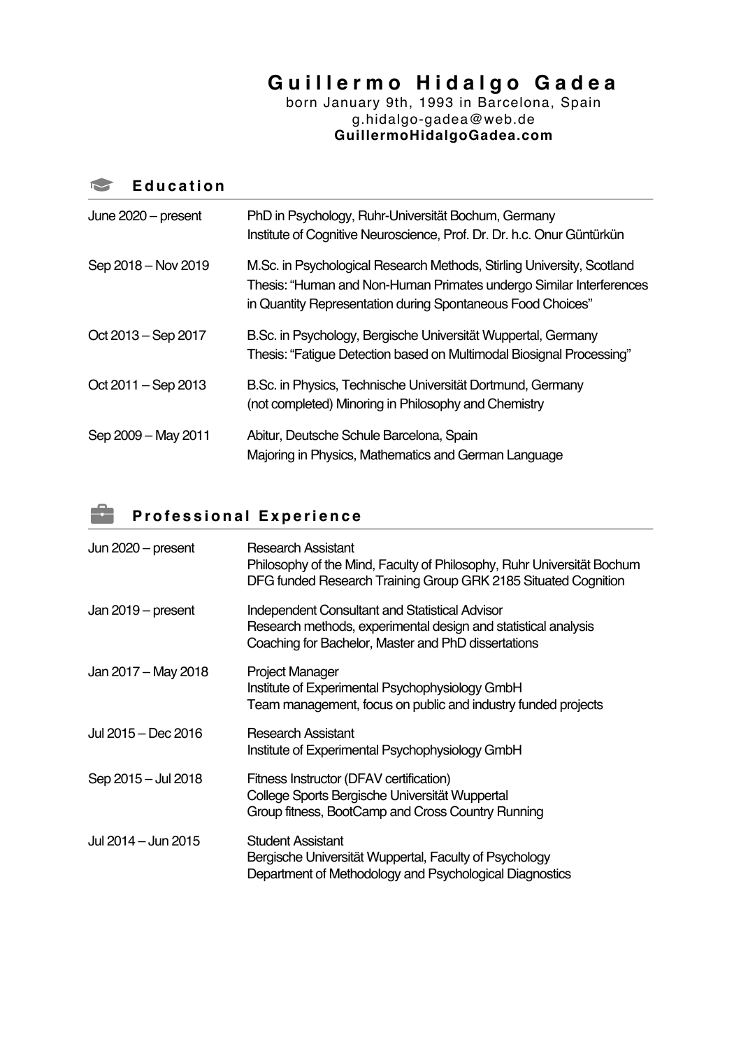# Guillermo Hidalgo Gadea

born January 9th, 1993 in Barcelona, Spain
g.hidalgo-gadea@web.de
**GuillermoHidalgoGadea.com**

## Education

| | |
|---|---|
| June 2020 – present | PhD in Psychology, Ruhr-Universität Bochum, Germany<br>Institute of Cognitive Neuroscience, Prof. Dr. Dr. h.c. Onur Güntürkün |
| Sep 2018 – Nov 2019 | M.Sc. in Psychological Research Methods, Stirling University, Scotland<br>Thesis: "Human and Non-Human Primates undergo Similar Interferences in Quantity Representation during Spontaneous Food Choices" |
| Oct 2013 – Sep 2017 | B.Sc. in Psychology, Bergische Universität Wuppertal, Germany<br>Thesis: "Fatigue Detection based on Multimodal Biosignal Processing" |
| Oct 2011 – Sep 2013 | B.Sc. in Physics, Technische Universität Dortmund, Germany<br>(not completed) Minoring in Philosophy and Chemistry |
| Sep 2009 – May 2011 | Abitur, Deutsche Schule Barcelona, Spain<br>Majoring in Physics, Mathematics and German Language |

## Professional Experience

| | |
|---|---|
| Jun 2020 – present | Research Assistant<br>Philosophy of the Mind, Faculty of Philosophy, Ruhr Universität Bochum<br>DFG funded Research Training Group GRK 2185 Situated Cognition |
| Jan 2019 – present | Independent Consultant and Statistical Advisor<br>Research methods, experimental design and statistical analysis<br>Coaching for Bachelor, Master and PhD dissertations |
| Jan 2017 – May 2018 | Project Manager<br>Institute of Experimental Psychophysiology GmbH<br>Team management, focus on public and industry funded projects |
| Jul 2015 – Dec 2016 | Research Assistant<br>Institute of Experimental Psychophysiology GmbH |
| Sep 2015 – Jul 2018 | Fitness Instructor (DFAV certification)<br>College Sports Bergische Universität Wuppertal<br>Group fitness, BootCamp and Cross Country Running |
| Jul 2014 – Jun 2015 | Student Assistant<br>Bergische Universität Wuppertal, Faculty of Psychology<br>Department of Methodology and Psychological Diagnostics |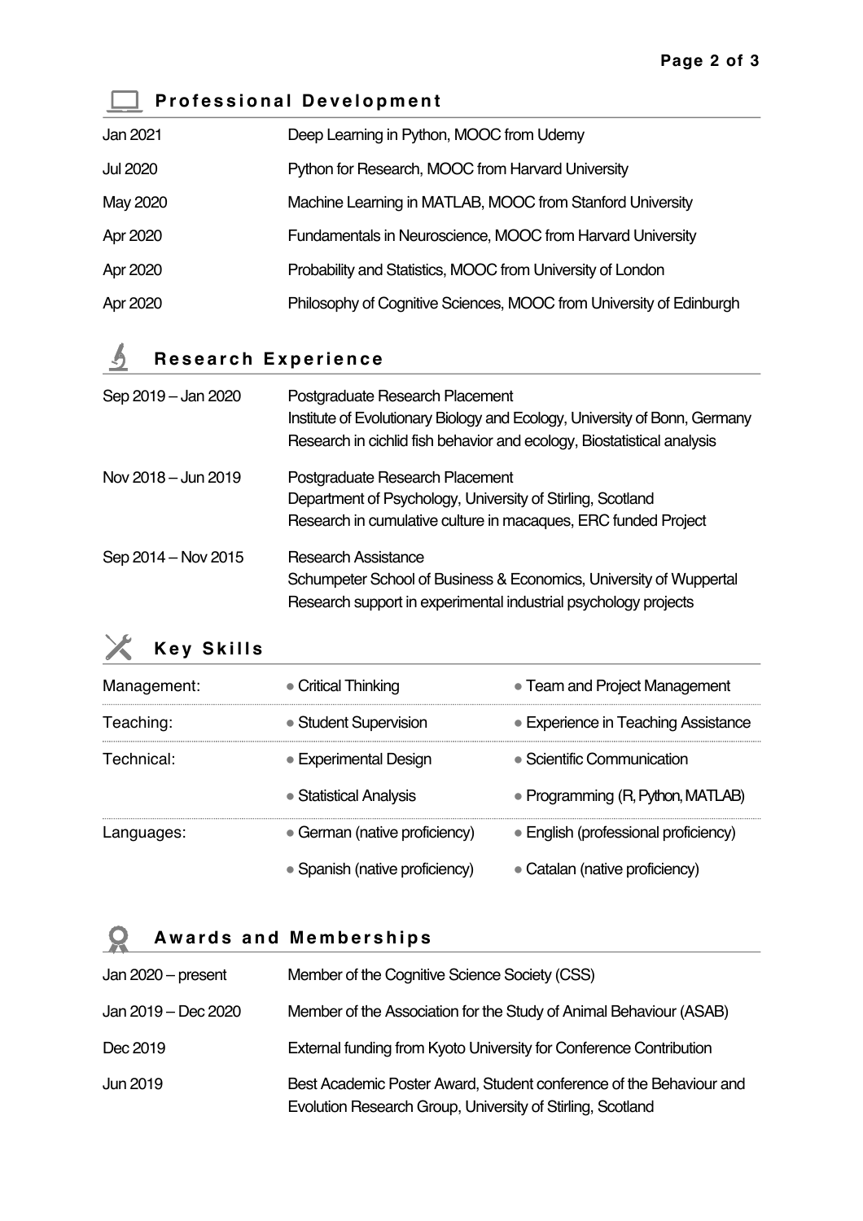## Professional Development

| | |
|---|---|
| Jan 2021 | Deep Learning in Python, MOOC from Udemy |
| Jul 2020 | Python for Research, MOOC from Harvard University |
| May 2020 | Machine Learning in MATLAB, MOOC from Stanford University |
| Apr 2020 | Fundamentals in Neuroscience, MOOC from Harvard University |
| Apr 2020 | Probability and Statistics, MOOC from University of London |
| Apr 2020 | Philosophy of Cognitive Sciences, MOOC from University of Edinburgh |

## Research Experience

**Sep 2019 – Jan 2020**
Postgraduate Research Placement
Institute of Evolutionary Biology and Ecology, University of Bonn, Germany
Research in cichlid fish behavior and ecology, Biostatistical analysis

**Nov 2018 – Jun 2019**
Postgraduate Research Placement
Department of Psychology, University of Stirling, Scotland
Research in cumulative culture in macaques, ERC funded Project

**Sep 2014 – Nov 2015**
Research Assistance
Schumpeter School of Business & Economics, University of Wuppertal
Research support in experimental industrial psychology projects

## Key Skills

| | | |
|---|---|---|
| Management: | • Critical Thinking | • Team and Project Management |
| Teaching: | • Student Supervision | • Experience in Teaching Assistance |
| Technical: | • Experimental Design | • Scientific Communication |
| | • Statistical Analysis | • Programming (R, Python, MATLAB) |
| Languages: | • German (native proficiency) | • English (professional proficiency) |
| | • Spanish (native proficiency) | • Catalan (native proficiency) |

## Awards and Memberships

| | |
|---|---|
| Jan 2020 – present | Member of the Cognitive Science Society (CSS) |
| Jan 2019 – Dec 2020 | Member of the Association for the Study of Animal Behaviour (ASAB) |
| Dec 2019 | External funding from Kyoto University for Conference Contribution |
| Jun 2019 | Best Academic Poster Award, Student conference of the Behaviour and Evolution Research Group, University of Stirling, Scotland |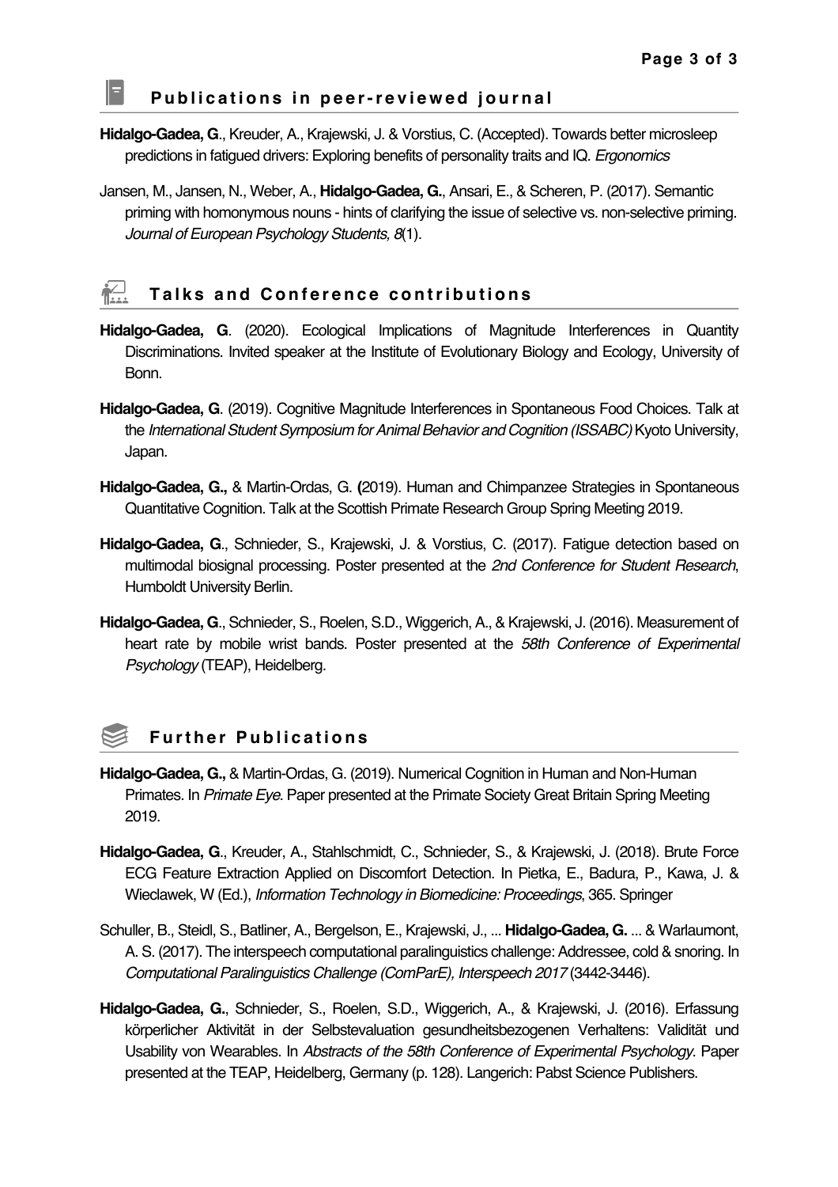## Publications in peer-reviewed journal

**Hidalgo-Gadea, G**., Kreuder, A., Krajewski, J. & Vorstius, C. (Accepted). Towards better microsleep predictions in fatigued drivers: Exploring benefits of personality traits and IQ. *Ergonomics*

Jansen, M., Jansen, N., Weber, A., **Hidalgo-Gadea, G.**, Ansari, E., & Scheren, P. (2017). Semantic priming with homonymous nouns - hints of clarifying the issue of selective vs. non-selective priming. *Journal of European Psychology Students, 8*(1).

## Talks and Conference contributions

**Hidalgo-Gadea, G**. (2020). Ecological Implications of Magnitude Interferences in Quantity Discriminations. Invited speaker at the Institute of Evolutionary Biology and Ecology, University of Bonn.

**Hidalgo-Gadea, G**. (2019). Cognitive Magnitude Interferences in Spontaneous Food Choices. Talk at the *International Student Symposium for Animal Behavior and Cognition (ISSABC)* Kyoto University, Japan.

**Hidalgo-Gadea, G.,** & Martin-Ordas, G. **(**2019). Human and Chimpanzee Strategies in Spontaneous Quantitative Cognition. Talk at the Scottish Primate Research Group Spring Meeting 2019.

**Hidalgo-Gadea, G**., Schnieder, S., Krajewski, J. & Vorstius, C. (2017). Fatigue detection based on multimodal biosignal processing. Poster presented at the *2nd Conference for Student Research*, Humboldt University Berlin.

**Hidalgo-Gadea, G**., Schnieder, S., Roelen, S.D., Wiggerich, A., & Krajewski, J. (2016). Measurement of heart rate by mobile wrist bands. Poster presented at the *58th Conference of Experimental Psychology* (TEAP), Heidelberg.

## Further Publications

**Hidalgo-Gadea, G.,** & Martin-Ordas, G. (2019). Numerical Cognition in Human and Non-Human Primates. In *Primate Eye*. Paper presented at the Primate Society Great Britain Spring Meeting 2019.

**Hidalgo-Gadea, G**., Kreuder, A., Stahlschmidt, C., Schnieder, S., & Krajewski, J. (2018). Brute Force ECG Feature Extraction Applied on Discomfort Detection. In Pietka, E., Badura, P., Kawa, J. & Wieclawek, W (Ed.), *Information Technology in Biomedicine: Proceedings*, 365. Springer

Schuller, B., Steidl, S., Batliner, A., Bergelson, E., Krajewski, J., ... **Hidalgo-Gadea, G.** ... & Warlaumont, A. S. (2017). The interspeech computational paralinguistics challenge: Addressee, cold & snoring. In *Computational Paralinguistics Challenge (ComParE), Interspeech 2017* (3442-3446).

**Hidalgo-Gadea, G.**, Schnieder, S., Roelen, S.D., Wiggerich, A., & Krajewski, J. (2016). Erfassung körperlicher Aktivität in der Selbstevaluation gesundheitsbezogenen Verhaltens: Validität und Usability von Wearables. In *Abstracts of the 58th Conference of Experimental Psychology*. Paper presented at the TEAP, Heidelberg, Germany (p. 128). Langerich: Pabst Science Publishers.